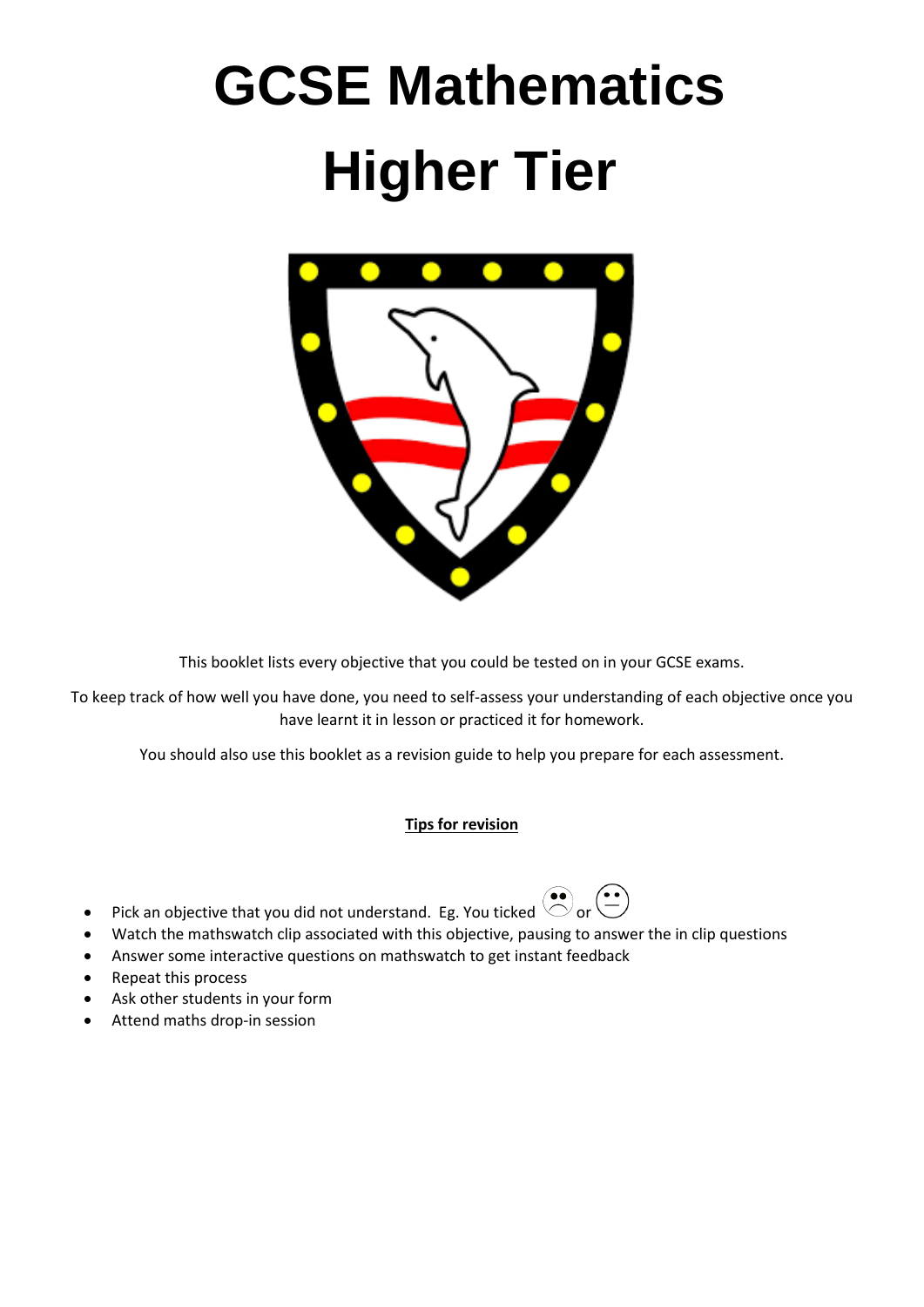# GCSE Mathematics

# Higher Tier

This booklet lists every objective that you could be tested on in your GCSE exams.

To keep track of how well you have done, you need to self-assess your understanding of each objective once you have learnt it in lesson or practiced it for homework.

You should also use this booklet as a revision guide to help you prepare for each assessment.

**Tips for revision**

- Pick an objective that you did not understand. Eg. You ticked ☹ or 😐
- Watch the mathswatch clip associated with this objective, pausing to answer the in clip questions
- Answer some interactive questions on mathswatch to get instant feedback
- Repeat this process
- Ask other students in your form
- Attend maths drop-in session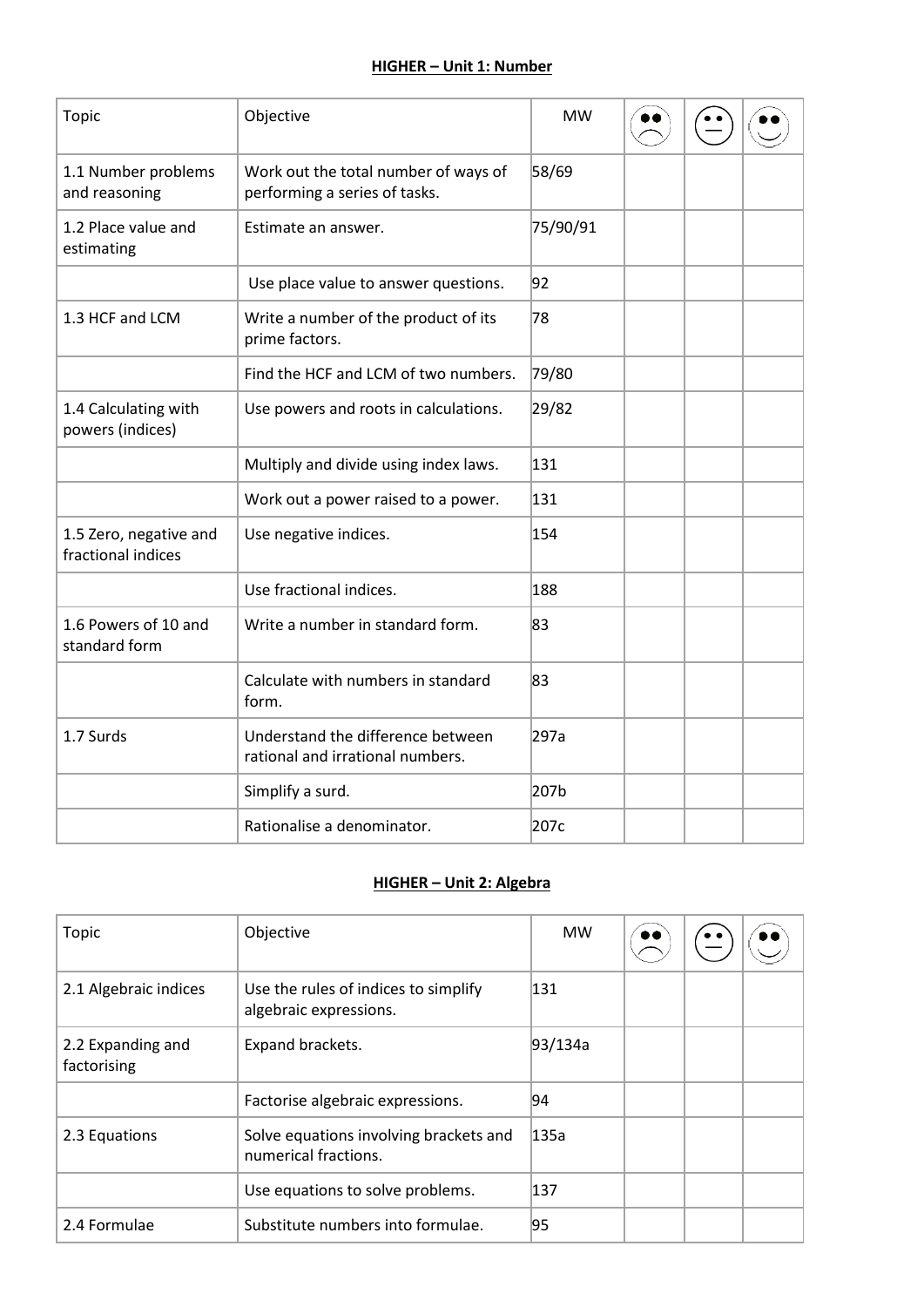**HIGHER – Unit 1: Number**

| Topic | Objective | MW | ☹ | 😐 | ☺ |
| --- | --- | --- | --- | --- | --- |
| 1.1 Number problems and reasoning | Work out the total number of ways of performing a series of tasks. | 58/69 | | | |
| 1.2 Place value and estimating | Estimate an answer. | 75/90/91 | | | |
| | Use place value to answer questions. | 92 | | | |
| 1.3 HCF and LCM | Write a number of the product of its prime factors. | 78 | | | |
| | Find the HCF and LCM of two numbers. | 79/80 | | | |
| 1.4 Calculating with powers (indices) | Use powers and roots in calculations. | 29/82 | | | |
| | Multiply and divide using index laws. | 131 | | | |
| | Work out a power raised to a power. | 131 | | | |
| 1.5 Zero, negative and fractional indices | Use negative indices. | 154 | | | |
| | Use fractional indices. | 188 | | | |
| 1.6 Powers of 10 and standard form | Write a number in standard form. | 83 | | | |
| | Calculate with numbers in standard form. | 83 | | | |
| 1.7 Surds | Understand the difference between rational and irrational numbers. | 297a | | | |
| | Simplify a surd. | 207b | | | |
| | Rationalise a denominator. | 207c | | | |

**HIGHER – Unit 2: Algebra**

| Topic | Objective | MW | ☹ | 😐 | ☺ |
| --- | --- | --- | --- | --- | --- |
| 2.1 Algebraic indices | Use the rules of indices to simplify algebraic expressions. | 131 | | | |
| 2.2 Expanding and factorising | Expand brackets. | 93/134a | | | |
| | Factorise algebraic expressions. | 94 | | | |
| 2.3 Equations | Solve equations involving brackets and numerical fractions. | 135a | | | |
| | Use equations to solve problems. | 137 | | | |
| 2.4 Formulae | Substitute numbers into formulae. | 95 | | | |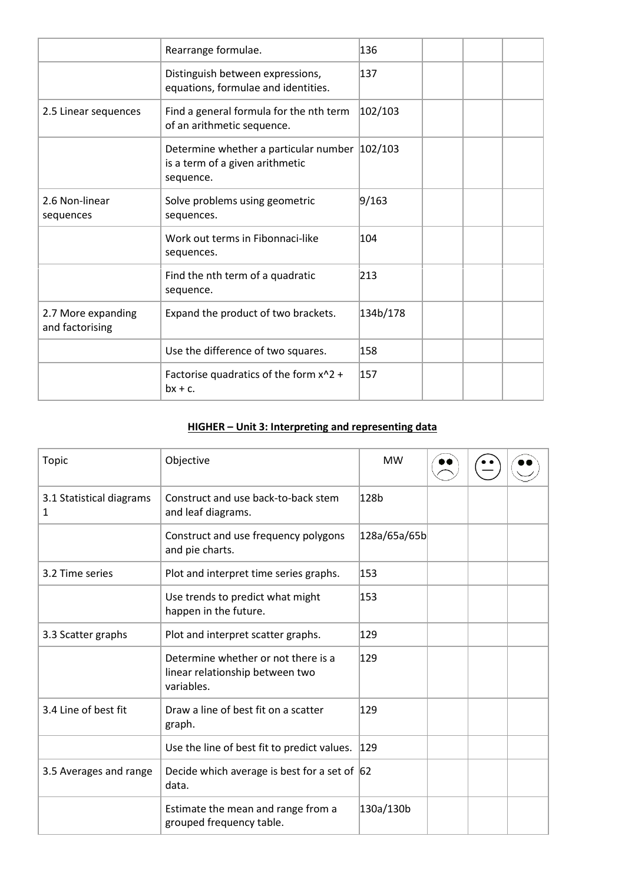| | | | | | |
|---|---|---|---|---|---|
| | Rearrange formulae. | 136 | | | |
| | Distinguish between expressions, equations, formulae and identities. | 137 | | | |
| 2.5 Linear sequences | Find a general formula for the nth term of an arithmetic sequence. | 102/103 | | | |
| | Determine whether a particular number is a term of a given arithmetic sequence. | 102/103 | | | |
| 2.6 Non-linear sequences | Solve problems using geometric sequences. | 9/163 | | | |
| | Work out terms in Fibonnaci-like sequences. | 104 | | | |
| | Find the nth term of a quadratic sequence. | 213 | | | |
| 2.7 More expanding and factorising | Expand the product of two brackets. | 134b/178 | | | |
| | Use the difference of two squares. | 158 | | | |
| | Factorise quadratics of the form x^2 + bx + c. | 157 | | | |

## HIGHER – Unit 3: Interpreting and representing data

| Topic | Objective | MW | ☹ | 😐 | ☺ |
|---|---|---|---|---|---|
| 3.1 Statistical diagrams 1 | Construct and use back-to-back stem and leaf diagrams. | 128b | | | |
| | Construct and use frequency polygons and pie charts. | 128a/65a/65b | | | |
| 3.2 Time series | Plot and interpret time series graphs. | 153 | | | |
| | Use trends to predict what might happen in the future. | 153 | | | |
| 3.3 Scatter graphs | Plot and interpret scatter graphs. | 129 | | | |
| | Determine whether or not there is a linear relationship between two variables. | 129 | | | |
| 3.4 Line of best fit | Draw a line of best fit on a scatter graph. | 129 | | | |
| | Use the line of best fit to predict values. | 129 | | | |
| 3.5 Averages and range | Decide which average is best for a set of data. | 62 | | | |
| | Estimate the mean and range from a grouped frequency table. | 130a/130b | | | |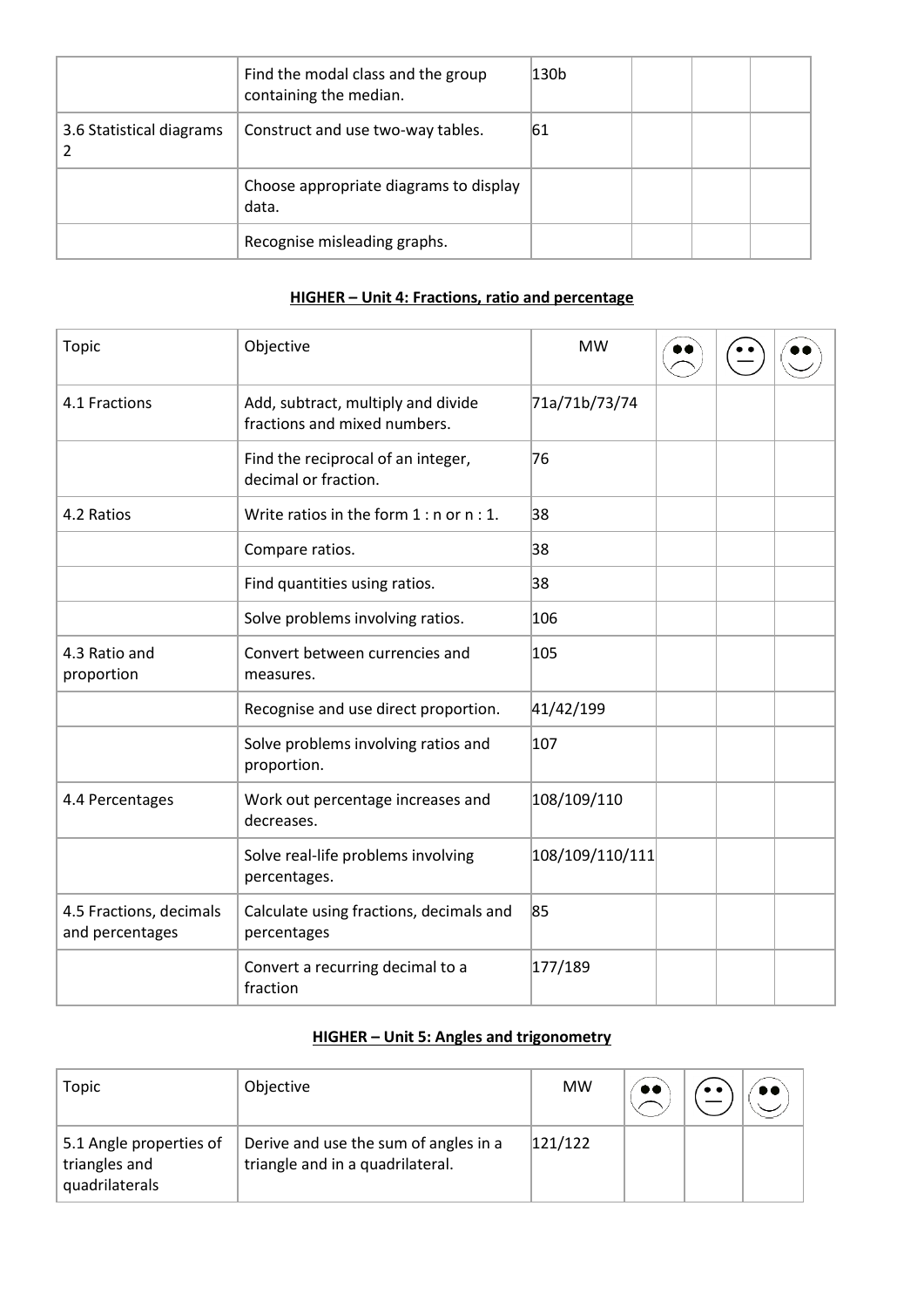| | | | | | |
|---|---|---|---|---|---|
| | Find the modal class and the group containing the median. | 130b | | | |
| 3.6 Statistical diagrams 2 | Construct and use two-way tables. | 61 | | | |
| | Choose appropriate diagrams to display data. | | | | |
| | Recognise misleading graphs. | | | | |

**HIGHER – Unit 4: Fractions, ratio and percentage**

| Topic | Objective | MW | ☹ | 😐 | ☺ |
|---|---|---|---|---|---|
| 4.1 Fractions | Add, subtract, multiply and divide fractions and mixed numbers. | 71a/71b/73/74 | | | |
| | Find the reciprocal of an integer, decimal or fraction. | 76 | | | |
| 4.2 Ratios | Write ratios in the form 1 : n or n : 1. | 38 | | | |
| | Compare ratios. | 38 | | | |
| | Find quantities using ratios. | 38 | | | |
| | Solve problems involving ratios. | 106 | | | |
| 4.3 Ratio and proportion | Convert between currencies and measures. | 105 | | | |
| | Recognise and use direct proportion. | 41/42/199 | | | |
| | Solve problems involving ratios and proportion. | 107 | | | |
| 4.4 Percentages | Work out percentage increases and decreases. | 108/109/110 | | | |
| | Solve real-life problems involving percentages. | 108/109/110/111 | | | |
| 4.5 Fractions, decimals and percentages | Calculate using fractions, decimals and percentages | 85 | | | |
| | Convert a recurring decimal to a fraction | 177/189 | | | |

**HIGHER – Unit 5: Angles and trigonometry**

| Topic | Objective | MW | ☹ | 😐 | ☺ |
|---|---|---|---|---|---|
| 5.1 Angle properties of triangles and quadrilaterals | Derive and use the sum of angles in a triangle and in a quadrilateral. | 121/122 | | | |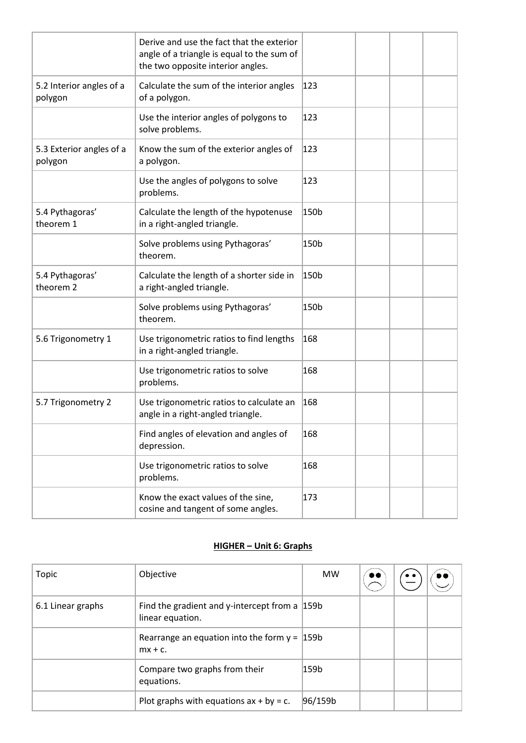| | | | | | |
|---|---|---|---|---|---|
| | Derive and use the fact that the exterior angle of a triangle is equal to the sum of the two opposite interior angles. | | | | |
| 5.2 Interior angles of a polygon | Calculate the sum of the interior angles of a polygon. | 123 | | | |
| | Use the interior angles of polygons to solve problems. | 123 | | | |
| 5.3 Exterior angles of a polygon | Know the sum of the exterior angles of a polygon. | 123 | | | |
| | Use the angles of polygons to solve problems. | 123 | | | |
| 5.4 Pythagoras' theorem 1 | Calculate the length of the hypotenuse in a right-angled triangle. | 150b | | | |
| | Solve problems using Pythagoras' theorem. | 150b | | | |
| 5.4 Pythagoras' theorem 2 | Calculate the length of a shorter side in a right-angled triangle. | 150b | | | |
| | Solve problems using Pythagoras' theorem. | 150b | | | |
| 5.6 Trigonometry 1 | Use trigonometric ratios to find lengths in a right-angled triangle. | 168 | | | |
| | Use trigonometric ratios to solve problems. | 168 | | | |
| 5.7 Trigonometry 2 | Use trigonometric ratios to calculate an angle in a right-angled triangle. | 168 | | | |
| | Find angles of elevation and angles of depression. | 168 | | | |
| | Use trigonometric ratios to solve problems. | 168 | | | |
| | Know the exact values of the sine, cosine and tangent of some angles. | 173 | | | |

## **HIGHER – Unit 6: Graphs**

| Topic | Objective | MW | ☹ | 😐 | ☺ |
|---|---|---|---|---|---|
| 6.1 Linear graphs | Find the gradient and y-intercept from a linear equation. | 159b | | | |
| | Rearrange an equation into the form $y = mx + c$. | 159b | | | |
| | Compare two graphs from their equations. | 159b | | | |
| | Plot graphs with equations $ax + by = c$. | 96/159b | | | |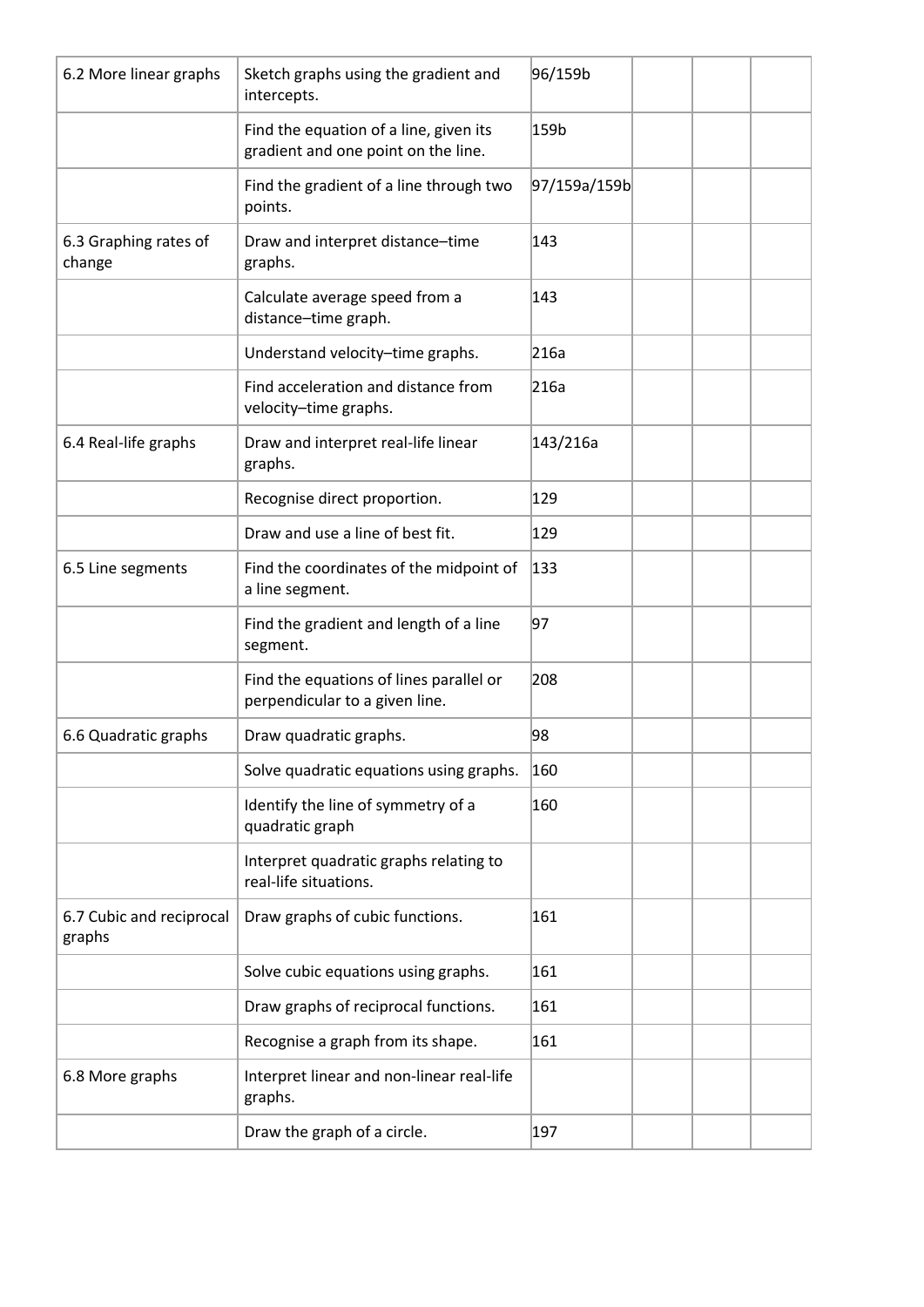| | | | | | |
|---|---|---|---|---|---|
| 6.2 More linear graphs | Sketch graphs using the gradient and intercepts. | 96/159b | | | |
| | Find the equation of a line, given its gradient and one point on the line. | 159b | | | |
| | Find the gradient of a line through two points. | 97/159a/159b | | | |
| 6.3 Graphing rates of change | Draw and interpret distance–time graphs. | 143 | | | |
| | Calculate average speed from a distance–time graph. | 143 | | | |
| | Understand velocity–time graphs. | 216a | | | |
| | Find acceleration and distance from velocity–time graphs. | 216a | | | |
| 6.4 Real-life graphs | Draw and interpret real-life linear graphs. | 143/216a | | | |
| | Recognise direct proportion. | 129 | | | |
| | Draw and use a line of best fit. | 129 | | | |
| 6.5 Line segments | Find the coordinates of the midpoint of a line segment. | 133 | | | |
| | Find the gradient and length of a line segment. | 97 | | | |
| | Find the equations of lines parallel or perpendicular to a given line. | 208 | | | |
| 6.6 Quadratic graphs | Draw quadratic graphs. | 98 | | | |
| | Solve quadratic equations using graphs. | 160 | | | |
| | Identify the line of symmetry of a quadratic graph | 160 | | | |
| | Interpret quadratic graphs relating to real-life situations. | | | | |
| 6.7 Cubic and reciprocal graphs | Draw graphs of cubic functions. | 161 | | | |
| | Solve cubic equations using graphs. | 161 | | | |
| | Draw graphs of reciprocal functions. | 161 | | | |
| | Recognise a graph from its shape. | 161 | | | |
| 6.8 More graphs | Interpret linear and non-linear real-life graphs. | | | | |
| | Draw the graph of a circle. | 197 | | | |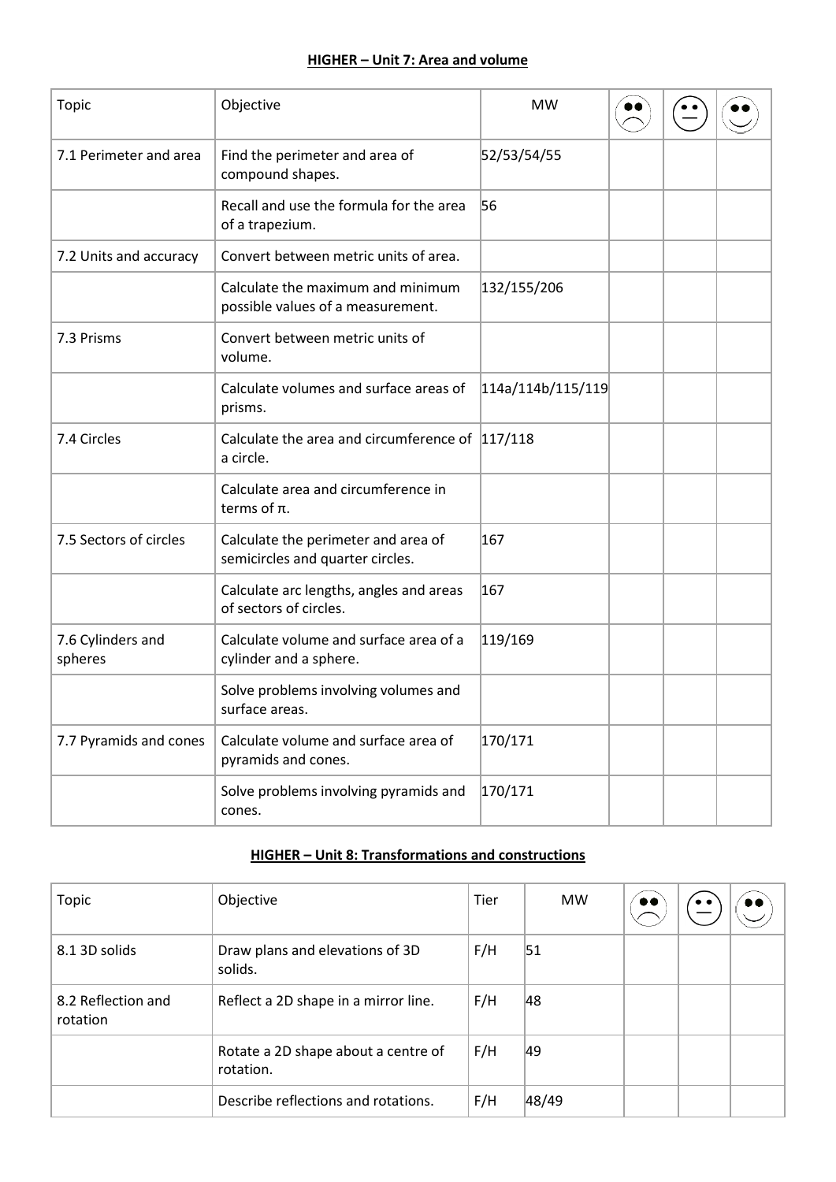## HIGHER – Unit 7: Area and volume

| Topic | Objective | MW | ☹ | 😐 | ☺ |
|---|---|---|---|---|---|
| 7.1 Perimeter and area | Find the perimeter and area of compound shapes. | 52/53/54/55 | | | |
| | Recall and use the formula for the area of a trapezium. | 56 | | | |
| 7.2 Units and accuracy | Convert between metric units of area. | | | | |
| | Calculate the maximum and minimum possible values of a measurement. | 132/155/206 | | | |
| 7.3 Prisms | Convert between metric units of volume. | | | | |
| | Calculate volumes and surface areas of prisms. | 114a/114b/115/119 | | | |
| 7.4 Circles | Calculate the area and circumference of a circle. | 117/118 | | | |
| | Calculate area and circumference in terms of π. | | | | |
| 7.5 Sectors of circles | Calculate the perimeter and area of semicircles and quarter circles. | 167 | | | |
| | Calculate arc lengths, angles and areas of sectors of circles. | 167 | | | |
| 7.6 Cylinders and spheres | Calculate volume and surface area of a cylinder and a sphere. | 119/169 | | | |
| | Solve problems involving volumes and surface areas. | | | | |
| 7.7 Pyramids and cones | Calculate volume and surface area of pyramids and cones. | 170/171 | | | |
| | Solve problems involving pyramids and cones. | 170/171 | | | |

## HIGHER – Unit 8: Transformations and constructions

| Topic | Objective | Tier | MW | ☹ | 😐 | ☺ |
|---|---|---|---|---|---|---|
| 8.1 3D solids | Draw plans and elevations of 3D solids. | F/H | 51 | | | |
| 8.2 Reflection and rotation | Reflect a 2D shape in a mirror line. | F/H | 48 | | | |
| | Rotate a 2D shape about a centre of rotation. | F/H | 49 | | | |
| | Describe reflections and rotations. | F/H | 48/49 | | | |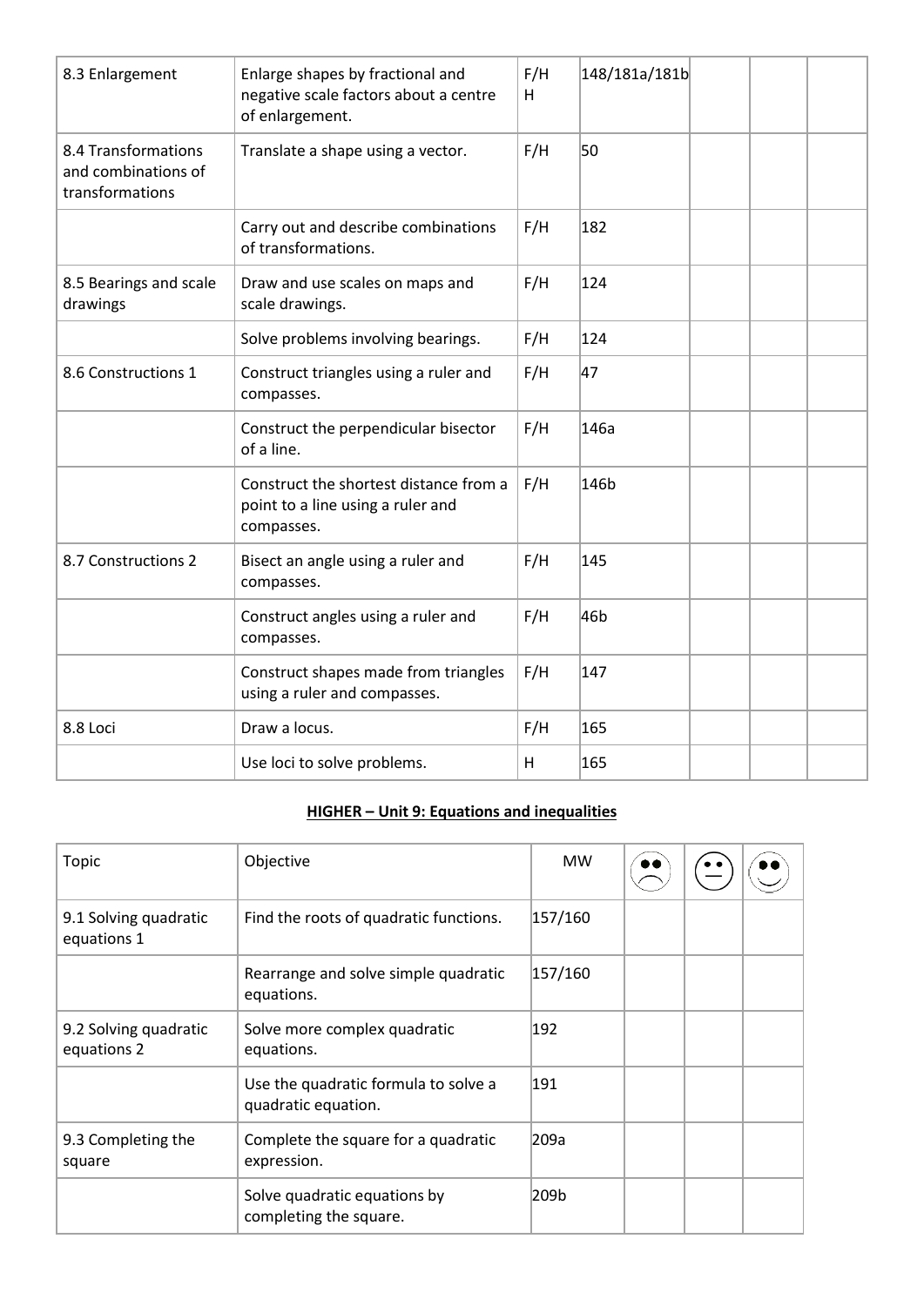| 8.3 Enlargement | Enlarge shapes by fractional and negative scale factors about a centre of enlargement. | F/H<br>H | 148/181a/181b | | | |
|---|---|---|---|---|---|---|
| 8.4 Transformations and combinations of transformations | Translate a shape using a vector. | F/H | 50 | | | |
| | Carry out and describe combinations of transformations. | F/H | 182 | | | |
| 8.5 Bearings and scale drawings | Draw and use scales on maps and scale drawings. | F/H | 124 | | | |
| | Solve problems involving bearings. | F/H | 124 | | | |
| 8.6 Constructions 1 | Construct triangles using a ruler and compasses. | F/H | 47 | | | |
| | Construct the perpendicular bisector of a line. | F/H | 146a | | | |
| | Construct the shortest distance from a point to a line using a ruler and compasses. | F/H | 146b | | | |
| 8.7 Constructions 2 | Bisect an angle using a ruler and compasses. | F/H | 145 | | | |
| | Construct angles using a ruler and compasses. | F/H | 46b | | | |
| | Construct shapes made from triangles using a ruler and compasses. | F/H | 147 | | | |
| 8.8 Loci | Draw a locus. | F/H | 165 | | | |
| | Use loci to solve problems. | H | 165 | | | |

**HIGHER – Unit 9: Equations and inequalities**

| Topic | Objective | MW | ☹ | 😐 | ☺ |
|---|---|---|---|---|---|
| 9.1 Solving quadratic equations 1 | Find the roots of quadratic functions. | 157/160 | | | |
| | Rearrange and solve simple quadratic equations. | 157/160 | | | |
| 9.2 Solving quadratic equations 2 | Solve more complex quadratic equations. | 192 | | | |
| | Use the quadratic formula to solve a quadratic equation. | 191 | | | |
| 9.3 Completing the square | Complete the square for a quadratic expression. | 209a | | | |
| | Solve quadratic equations by completing the square. | 209b | | | |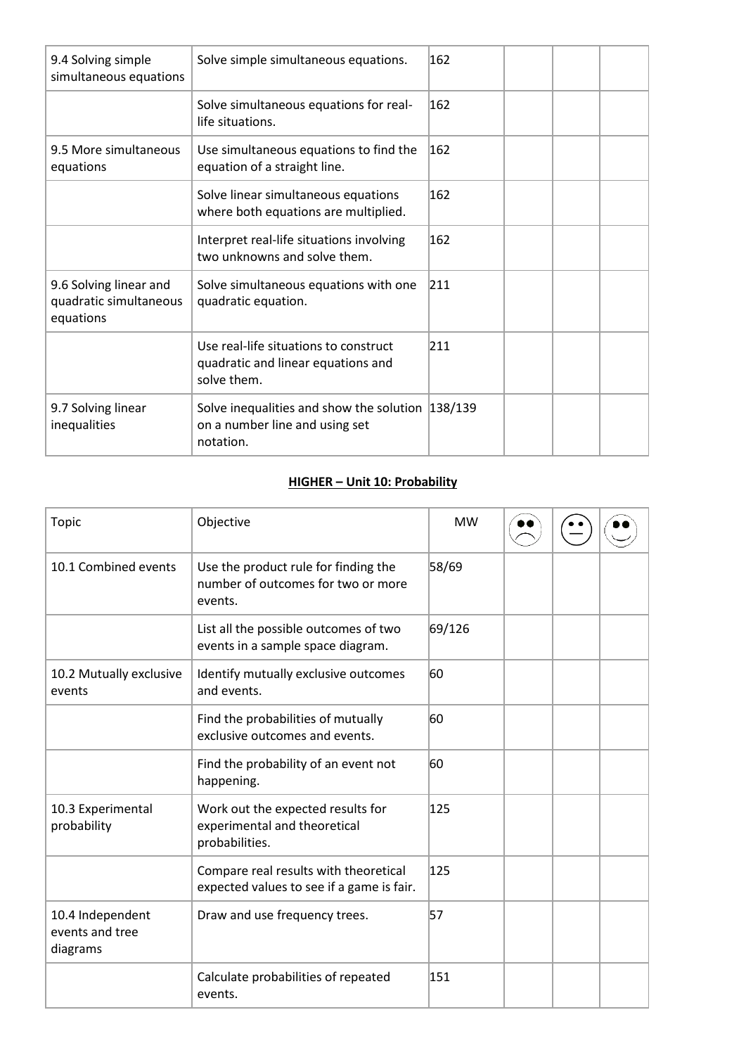| 9.4 Solving simple simultaneous equations | Solve simple simultaneous equations. | 162 | | | |
|---|---|---|---|---|---|
| | Solve simultaneous equations for real-life situations. | 162 | | | |
| 9.5 More simultaneous equations | Use simultaneous equations to find the equation of a straight line. | 162 | | | |
| | Solve linear simultaneous equations where both equations are multiplied. | 162 | | | |
| | Interpret real-life situations involving two unknowns and solve them. | 162 | | | |
| 9.6 Solving linear and quadratic simultaneous equations | Solve simultaneous equations with one quadratic equation. | 211 | | | |
| | Use real-life situations to construct quadratic and linear equations and solve them. | 211 | | | |
| 9.7 Solving linear inequalities | Solve inequalities and show the solution on a number line and using set notation. | 138/139 | | | |

## HIGHER – Unit 10: Probability

| Topic | Objective | MW | ☹ | 😐 | ☺ |
|---|---|---|---|---|---|
| 10.1 Combined events | Use the product rule for finding the number of outcomes for two or more events. | 58/69 | | | |
| | List all the possible outcomes of two events in a sample space diagram. | 69/126 | | | |
| 10.2 Mutually exclusive events | Identify mutually exclusive outcomes and events. | 60 | | | |
| | Find the probabilities of mutually exclusive outcomes and events. | 60 | | | |
| | Find the probability of an event not happening. | 60 | | | |
| 10.3 Experimental probability | Work out the expected results for experimental and theoretical probabilities. | 125 | | | |
| | Compare real results with theoretical expected values to see if a game is fair. | 125 | | | |
| 10.4 Independent events and tree diagrams | Draw and use frequency trees. | 57 | | | |
| | Calculate probabilities of repeated events. | 151 | | | |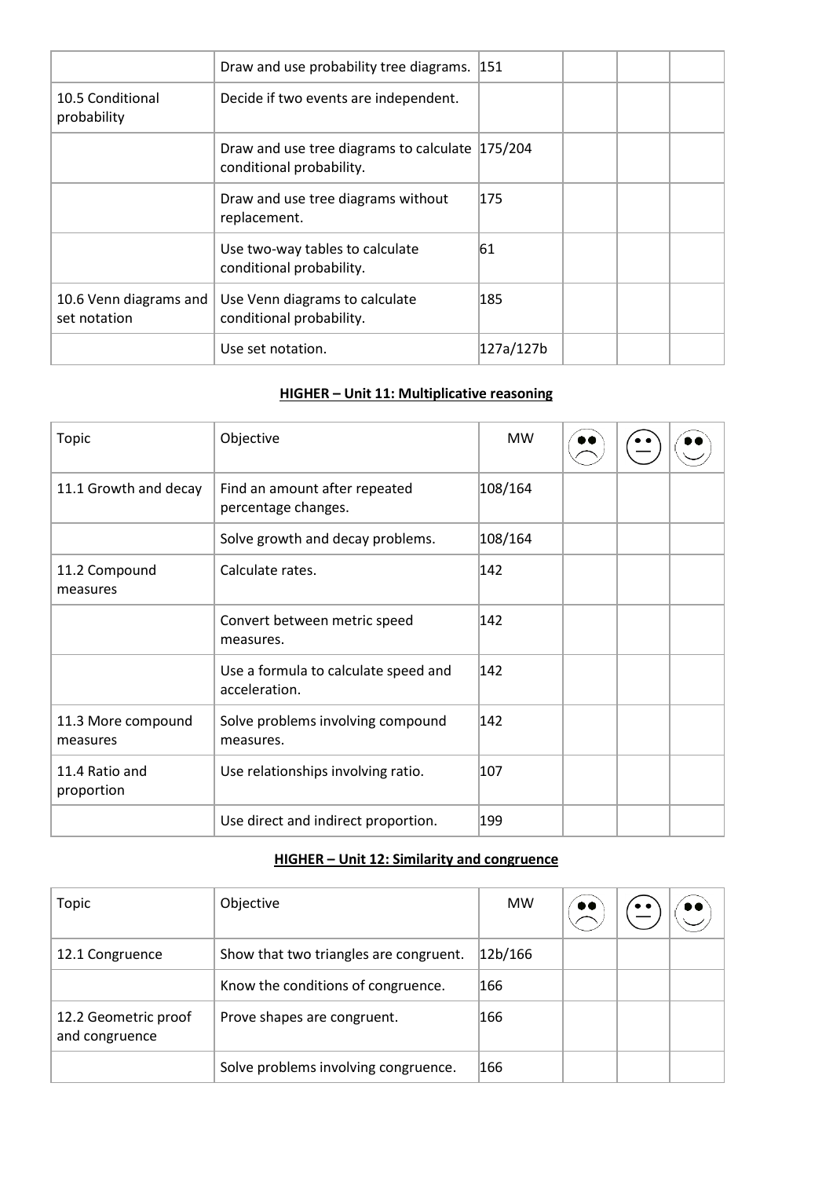| | | | | | |
|---|---|---|---|---|---|
| | Draw and use probability tree diagrams. | 151 | | | |
| 10.5 Conditional probability | Decide if two events are independent. | | | | |
| | Draw and use tree diagrams to calculate conditional probability. | 175/204 | | | |
| | Draw and use tree diagrams without replacement. | 175 | | | |
| | Use two-way tables to calculate conditional probability. | 61 | | | |
| 10.6 Venn diagrams and set notation | Use Venn diagrams to calculate conditional probability. | 185 | | | |
| | Use set notation. | 127a/127b | | | |

## HIGHER – Unit 11: Multiplicative reasoning

| Topic | Objective | MW | ☹ | 😐 | ☺ |
|---|---|---|---|---|---|
| 11.1 Growth and decay | Find an amount after repeated percentage changes. | 108/164 | | | |
| | Solve growth and decay problems. | 108/164 | | | |
| 11.2 Compound measures | Calculate rates. | 142 | | | |
| | Convert between metric speed measures. | 142 | | | |
| | Use a formula to calculate speed and acceleration. | 142 | | | |
| 11.3 More compound measures | Solve problems involving compound measures. | 142 | | | |
| 11.4 Ratio and proportion | Use relationships involving ratio. | 107 | | | |
| | Use direct and indirect proportion. | 199 | | | |

## HIGHER – Unit 12: Similarity and congruence

| Topic | Objective | MW | ☹ | 😐 | ☺ |
|---|---|---|---|---|---|
| 12.1 Congruence | Show that two triangles are congruent. | 12b/166 | | | |
| | Know the conditions of congruence. | 166 | | | |
| 12.2 Geometric proof and congruence | Prove shapes are congruent. | 166 | | | |
| | Solve problems involving congruence. | 166 | | | |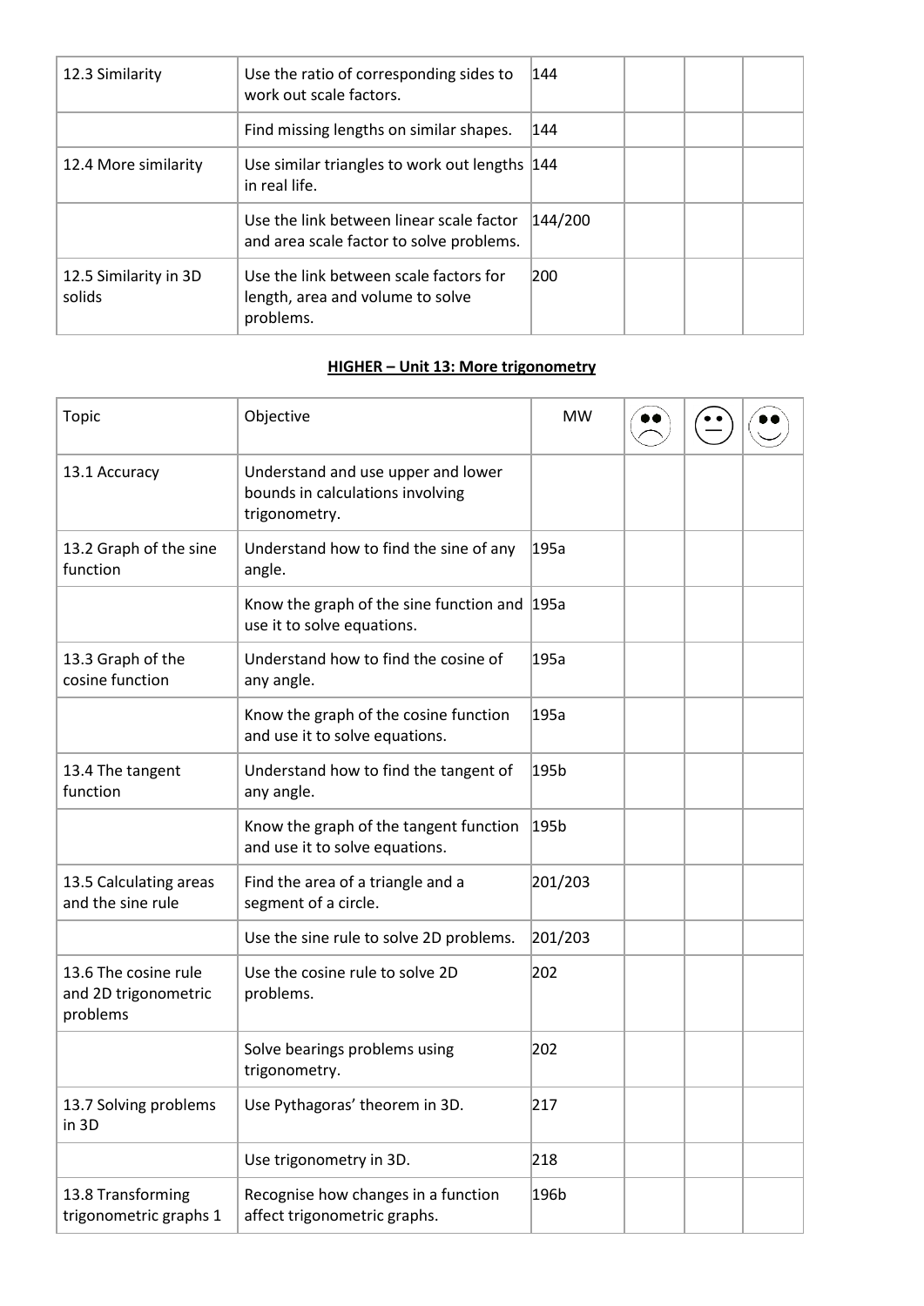| 12.3 Similarity | Use the ratio of corresponding sides to work out scale factors. | 144 | | | |
|---|---|---|---|---|---|
| | Find missing lengths on similar shapes. | 144 | | | |
| 12.4 More similarity | Use similar triangles to work out lengths in real life. | 144 | | | |
| | Use the link between linear scale factor and area scale factor to solve problems. | 144/200 | | | |
| 12.5 Similarity in 3D solids | Use the link between scale factors for length, area and volume to solve problems. | 200 | | | |

**HIGHER – Unit 13: More trigonometry**

| Topic | Objective | MW | ☹ | 😐 | ☺ |
|---|---|---|---|---|---|
| 13.1 Accuracy | Understand and use upper and lower bounds in calculations involving trigonometry. | | | | |
| 13.2 Graph of the sine function | Understand how to find the sine of any angle. | 195a | | | |
| | Know the graph of the sine function and use it to solve equations. | 195a | | | |
| 13.3 Graph of the cosine function | Understand how to find the cosine of any angle. | 195a | | | |
| | Know the graph of the cosine function and use it to solve equations. | 195a | | | |
| 13.4 The tangent function | Understand how to find the tangent of any angle. | 195b | | | |
| | Know the graph of the tangent function and use it to solve equations. | 195b | | | |
| 13.5 Calculating areas and the sine rule | Find the area of a triangle and a segment of a circle. | 201/203 | | | |
| | Use the sine rule to solve 2D problems. | 201/203 | | | |
| 13.6 The cosine rule and 2D trigonometric problems | Use the cosine rule to solve 2D problems. | 202 | | | |
| | Solve bearings problems using trigonometry. | 202 | | | |
| 13.7 Solving problems in 3D | Use Pythagoras' theorem in 3D. | 217 | | | |
| | Use trigonometry in 3D. | 218 | | | |
| 13.8 Transforming trigonometric graphs 1 | Recognise how changes in a function affect trigonometric graphs. | 196b | | | |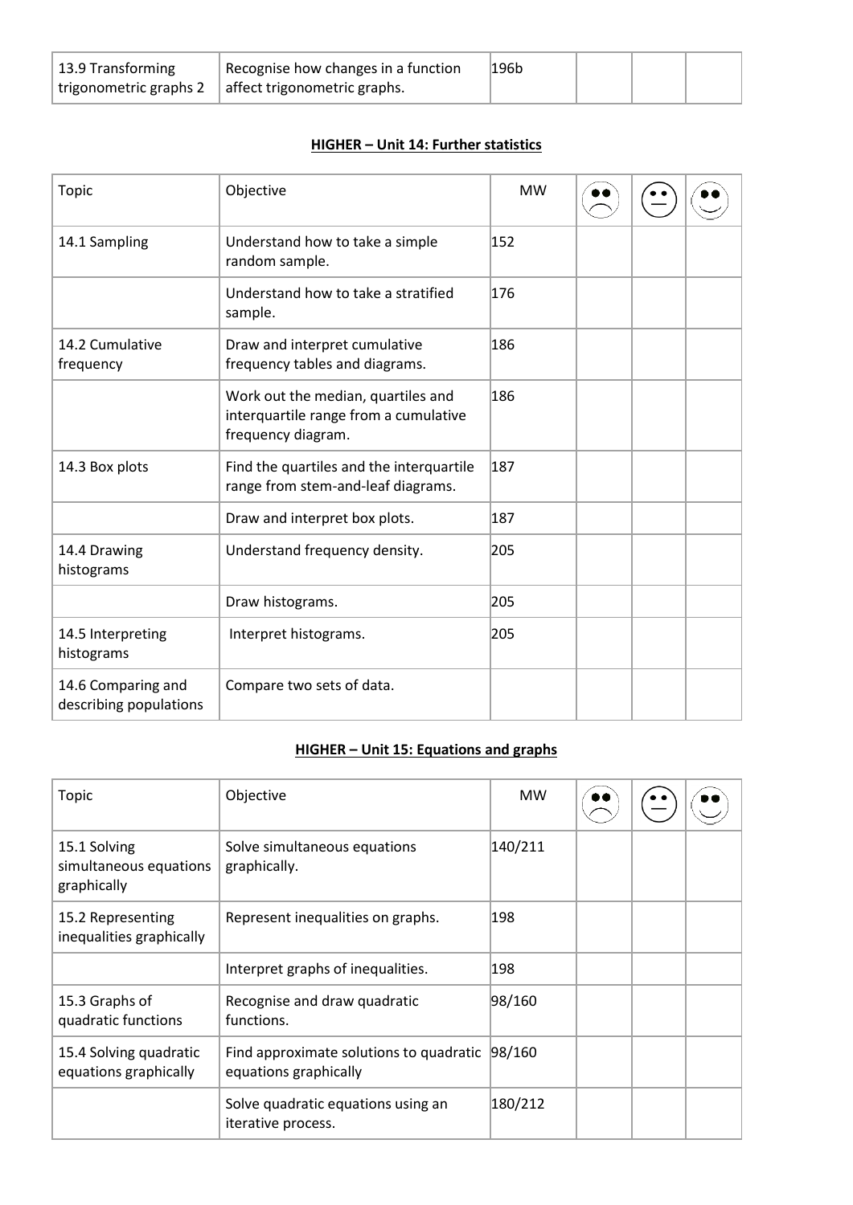| 13.9 Transforming trigonometric graphs 2 | Recognise how changes in a function affect trigonometric graphs. | 196b | | | |
|---|---|---|---|---|---|

## HIGHER – Unit 14: Further statistics

| Topic | Objective | MW | ☹ | 😐 | ☺ |
|---|---|---|---|---|---|
| 14.1 Sampling | Understand how to take a simple random sample. | 152 | | | |
| | Understand how to take a stratified sample. | 176 | | | |
| 14.2 Cumulative frequency | Draw and interpret cumulative frequency tables and diagrams. | 186 | | | |
| | Work out the median, quartiles and interquartile range from a cumulative frequency diagram. | 186 | | | |
| 14.3 Box plots | Find the quartiles and the interquartile range from stem-and-leaf diagrams. | 187 | | | |
| | Draw and interpret box plots. | 187 | | | |
| 14.4 Drawing histograms | Understand frequency density. | 205 | | | |
| | Draw histograms. | 205 | | | |
| 14.5 Interpreting histograms | Interpret histograms. | 205 | | | |
| 14.6 Comparing and describing populations | Compare two sets of data. | | | | |

## HIGHER – Unit 15: Equations and graphs

| Topic | Objective | MW | ☹ | 😐 | ☺ |
|---|---|---|---|---|---|
| 15.1 Solving simultaneous equations graphically | Solve simultaneous equations graphically. | 140/211 | | | |
| 15.2 Representing inequalities graphically | Represent inequalities on graphs. | 198 | | | |
| | Interpret graphs of inequalities. | 198 | | | |
| 15.3 Graphs of quadratic functions | Recognise and draw quadratic functions. | 98/160 | | | |
| 15.4 Solving quadratic equations graphically | Find approximate solutions to quadratic equations graphically | 98/160 | | | |
| | Solve quadratic equations using an iterative process. | 180/212 | | | |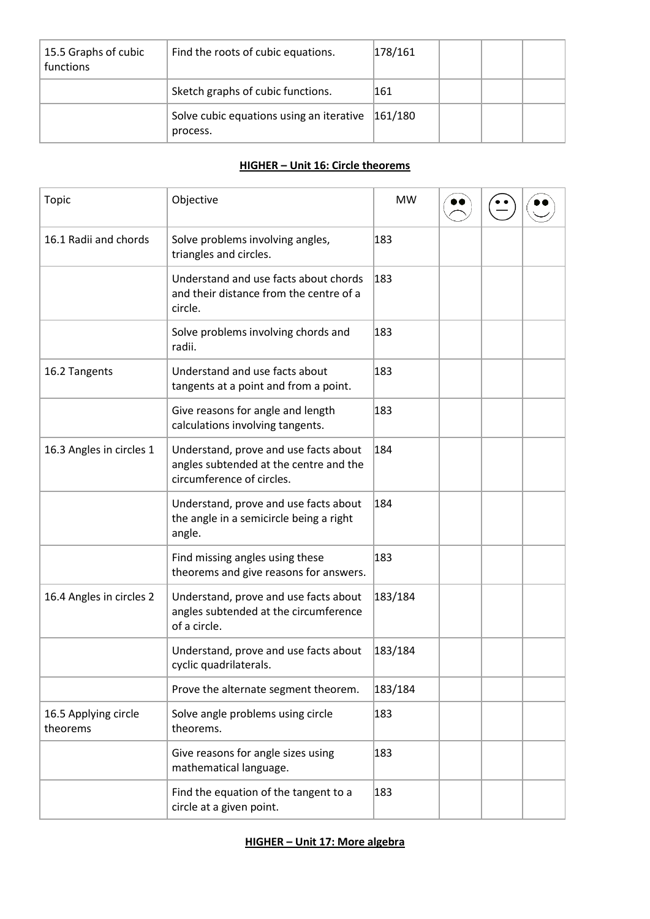| 15.5 Graphs of cubic functions | Find the roots of cubic equations. | 178/161 | | | |
|---|---|---|---|---|---|
| | Sketch graphs of cubic functions. | 161 | | | |
| | Solve cubic equations using an iterative process. | 161/180 | | | |

## HIGHER – Unit 16: Circle theorems

| Topic | Objective | MW | ☹ | 😐 | ☺ |
|---|---|---|---|---|---|
| 16.1 Radii and chords | Solve problems involving angles, triangles and circles. | 183 | | | |
| | Understand and use facts about chords and their distance from the centre of a circle. | 183 | | | |
| | Solve problems involving chords and radii. | 183 | | | |
| 16.2 Tangents | Understand and use facts about tangents at a point and from a point. | 183 | | | |
| | Give reasons for angle and length calculations involving tangents. | 183 | | | |
| 16.3 Angles in circles 1 | Understand, prove and use facts about angles subtended at the centre and the circumference of circles. | 184 | | | |
| | Understand, prove and use facts about the angle in a semicircle being a right angle. | 184 | | | |
| | Find missing angles using these theorems and give reasons for answers. | 183 | | | |
| 16.4 Angles in circles 2 | Understand, prove and use facts about angles subtended at the circumference of a circle. | 183/184 | | | |
| | Understand, prove and use facts about cyclic quadrilaterals. | 183/184 | | | |
| | Prove the alternate segment theorem. | 183/184 | | | |
| 16.5 Applying circle theorems | Solve angle problems using circle theorems. | 183 | | | |
| | Give reasons for angle sizes using mathematical language. | 183 | | | |
| | Find the equation of the tangent to a circle at a given point. | 183 | | | |

## HIGHER – Unit 17: More algebra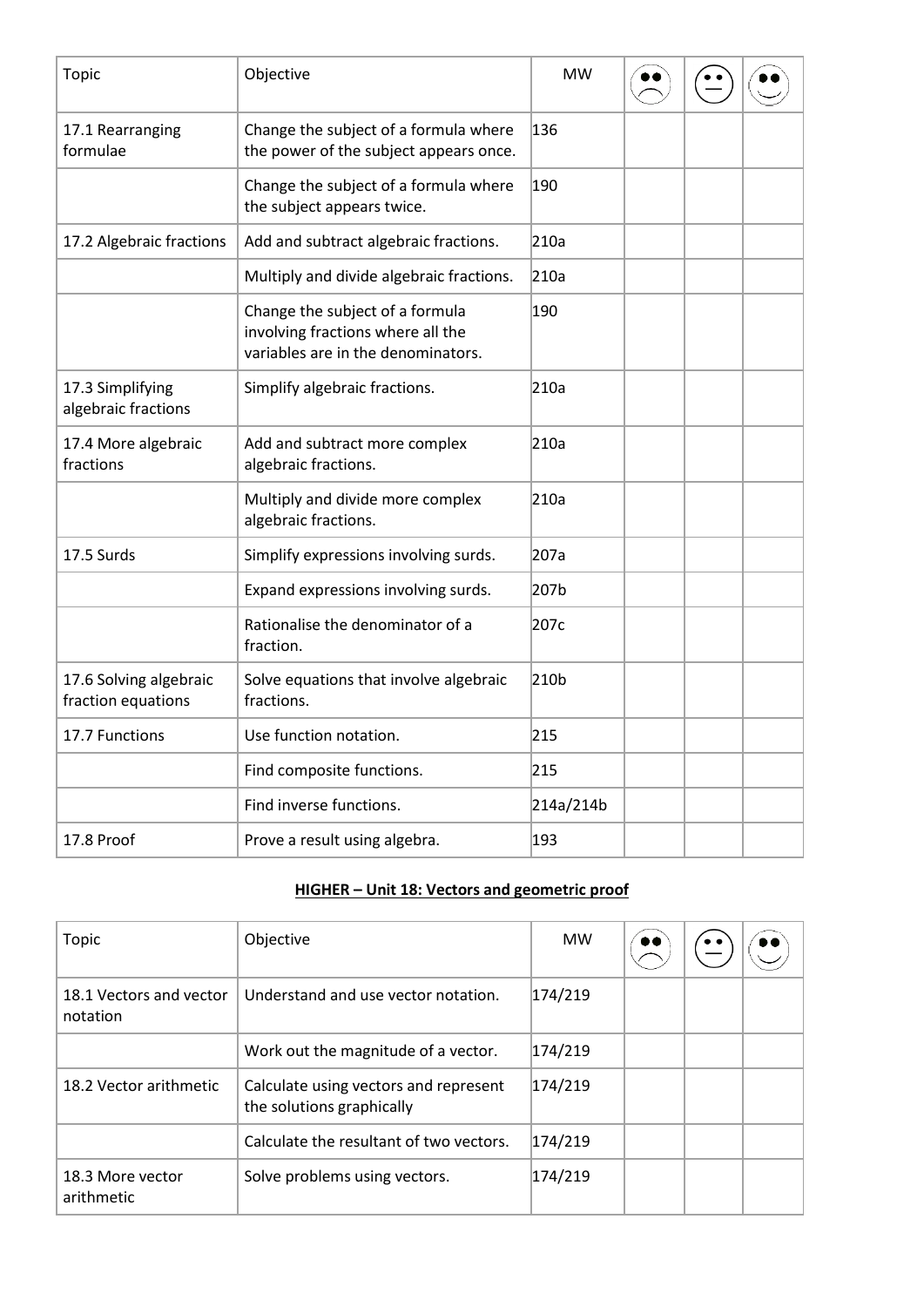| Topic | Objective | MW | ☹ | 😐 | ☺ |
|---|---|---|---|---|---|
| 17.1 Rearranging formulae | Change the subject of a formula where the power of the subject appears once. | 136 | | | |
| | Change the subject of a formula where the subject appears twice. | 190 | | | |
| 17.2 Algebraic fractions | Add and subtract algebraic fractions. | 210a | | | |
| | Multiply and divide algebraic fractions. | 210a | | | |
| | Change the subject of a formula involving fractions where all the variables are in the denominators. | 190 | | | |
| 17.3 Simplifying algebraic fractions | Simplify algebraic fractions. | 210a | | | |
| 17.4 More algebraic fractions | Add and subtract more complex algebraic fractions. | 210a | | | |
| | Multiply and divide more complex algebraic fractions. | 210a | | | |
| 17.5 Surds | Simplify expressions involving surds. | 207a | | | |
| | Expand expressions involving surds. | 207b | | | |
| | Rationalise the denominator of a fraction. | 207c | | | |
| 17.6 Solving algebraic fraction equations | Solve equations that involve algebraic fractions. | 210b | | | |
| 17.7 Functions | Use function notation. | 215 | | | |
| | Find composite functions. | 215 | | | |
| | Find inverse functions. | 214a/214b | | | |
| 17.8 Proof | Prove a result using algebra. | 193 | | | |

## HIGHER – Unit 18: Vectors and geometric proof

| Topic | Objective | MW | ☹ | 😐 | ☺ |
|---|---|---|---|---|---|
| 18.1 Vectors and vector notation | Understand and use vector notation. | 174/219 | | | |
| | Work out the magnitude of a vector. | 174/219 | | | |
| 18.2 Vector arithmetic | Calculate using vectors and represent the solutions graphically | 174/219 | | | |
| | Calculate the resultant of two vectors. | 174/219 | | | |
| 18.3 More vector arithmetic | Solve problems using vectors. | 174/219 | | | |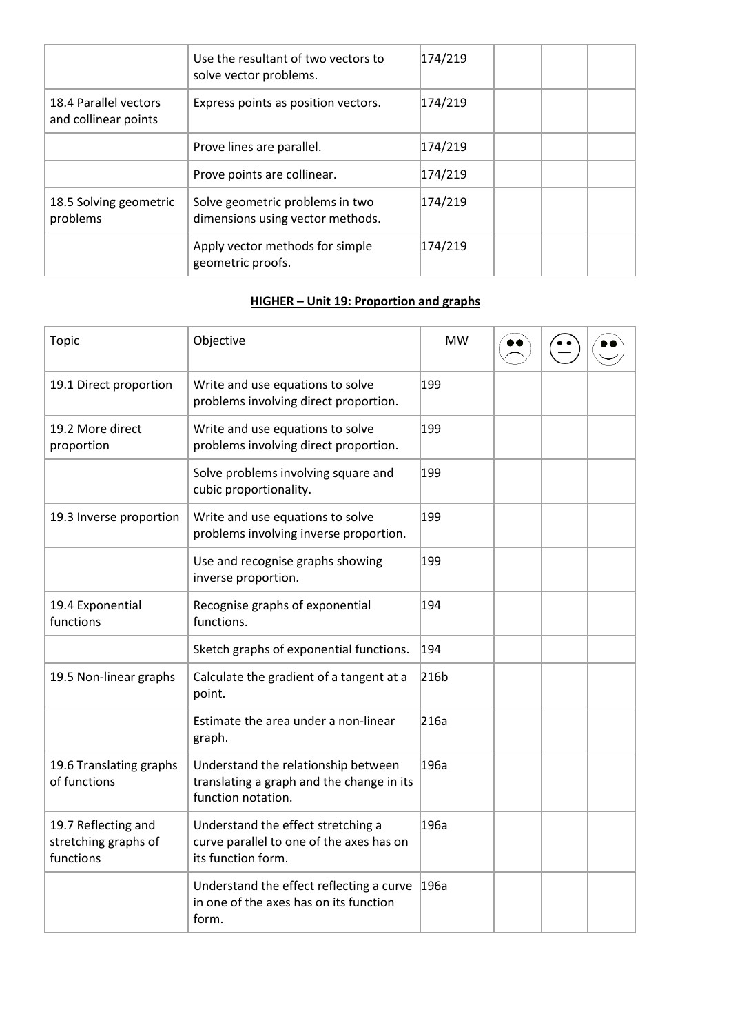| | | | | | |
|---|---|---|---|---|---|
| | Use the resultant of two vectors to solve vector problems. | 174/219 | | | |
| 18.4 Parallel vectors and collinear points | Express points as position vectors. | 174/219 | | | |
| | Prove lines are parallel. | 174/219 | | | |
| | Prove points are collinear. | 174/219 | | | |
| 18.5 Solving geometric problems | Solve geometric problems in two dimensions using vector methods. | 174/219 | | | |
| | Apply vector methods for simple geometric proofs. | 174/219 | | | |

**HIGHER – Unit 19: Proportion and graphs**

| Topic | Objective | MW | ☹ | 😐 | ☺ |
|---|---|---|---|---|---|
| 19.1 Direct proportion | Write and use equations to solve problems involving direct proportion. | 199 | | | |
| 19.2 More direct proportion | Write and use equations to solve problems involving direct proportion. | 199 | | | |
| | Solve problems involving square and cubic proportionality. | 199 | | | |
| 19.3 Inverse proportion | Write and use equations to solve problems involving inverse proportion. | 199 | | | |
| | Use and recognise graphs showing inverse proportion. | 199 | | | |
| 19.4 Exponential functions | Recognise graphs of exponential functions. | 194 | | | |
| | Sketch graphs of exponential functions. | 194 | | | |
| 19.5 Non-linear graphs | Calculate the gradient of a tangent at a point. | 216b | | | |
| | Estimate the area under a non-linear graph. | 216a | | | |
| 19.6 Translating graphs of functions | Understand the relationship between translating a graph and the change in its function notation. | 196a | | | |
| 19.7 Reflecting and stretching graphs of functions | Understand the effect stretching a curve parallel to one of the axes has on its function form. | 196a | | | |
| | Understand the effect reflecting a curve in one of the axes has on its function form. | 196a | | | |